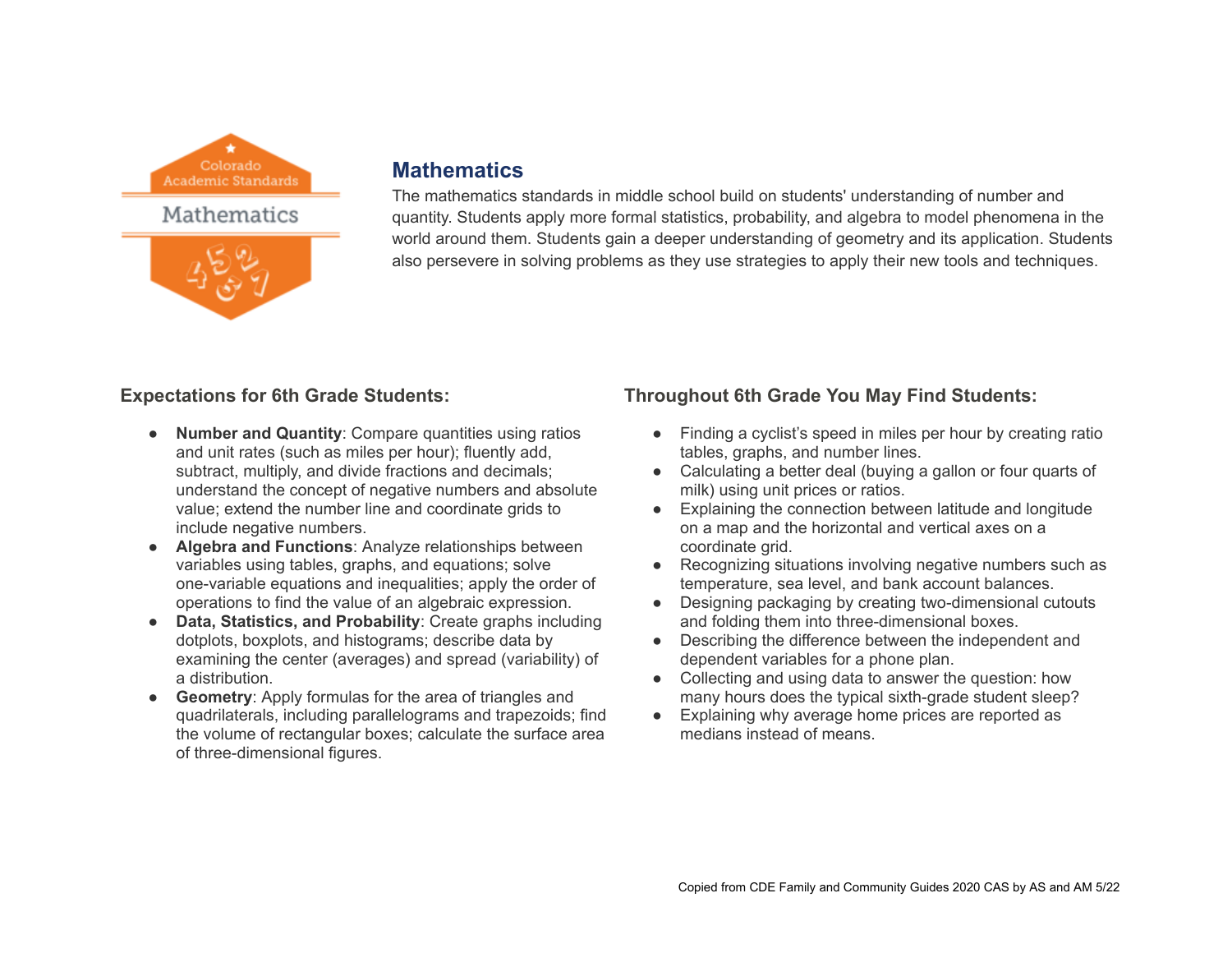# Mathematics

The mathematics standards in middle school build on students' understanding of number and quantity. Students apply more formal statistics, probability, and algebra to model phenomena in the world around them. Students gain a deeper understanding of geometry and its application. Students also persevere in solving problems as they use strategies to apply their new tools and techniques.

### Expectations for 6th Grade Students:

- **Number and Quantity**: Compare quantities using ratios and unit rates (such as miles per hour); fluently add, subtract, multiply, and divide fractions and decimals; understand the concept of negative numbers and absolute value; extend the number line and coordinate grids to include negative numbers.
- **Algebra and Functions**: Analyze relationships between variables using tables, graphs, and equations; solve one-variable equations and inequalities; apply the order of operations to find the value of an algebraic expression.
- **Data, Statistics, and Probability**: Create graphs including dotplots, boxplots, and histograms; describe data by examining the center (averages) and spread (variability) of a distribution.
- **Geometry**: Apply formulas for the area of triangles and quadrilaterals, including parallelograms and trapezoids; find the volume of rectangular boxes; calculate the surface area of three-dimensional figures.

### Throughout 6th Grade You May Find Students:

- Finding a cyclist's speed in miles per hour by creating ratio tables, graphs, and number lines.
- Calculating a better deal (buying a gallon or four quarts of milk) using unit prices or ratios.
- Explaining the connection between latitude and longitude on a map and the horizontal and vertical axes on a coordinate grid.
- Recognizing situations involving negative numbers such as temperature, sea level, and bank account balances.
- Designing packaging by creating two-dimensional cutouts and folding them into three-dimensional boxes.
- Describing the difference between the independent and dependent variables for a phone plan.
- Collecting and using data to answer the question: how many hours does the typical sixth-grade student sleep?
- Explaining why average home prices are reported as medians instead of means.

Copied from CDE Family and Community Guides 2020 CAS by AS and AM 5/22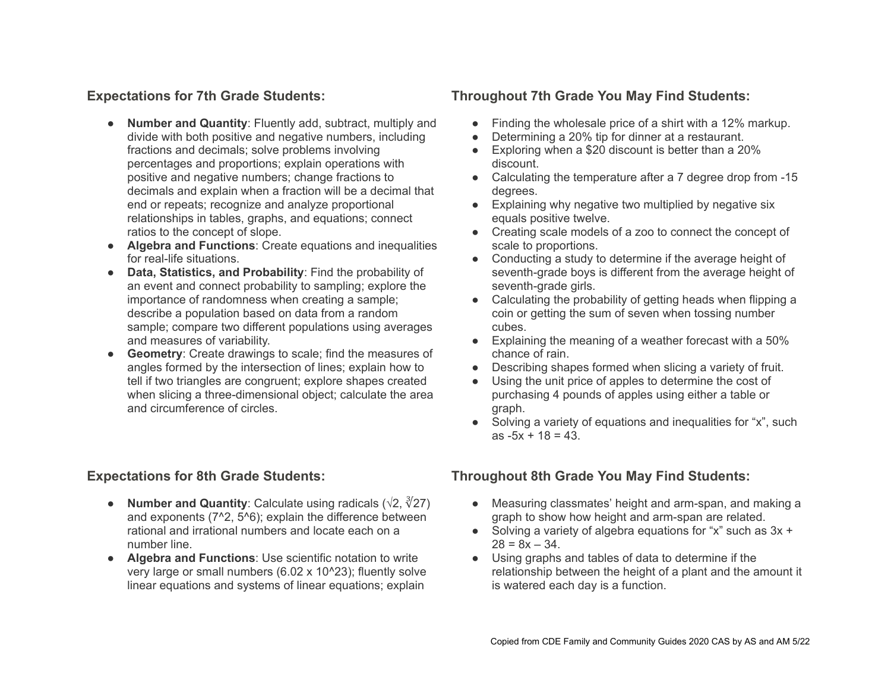## Expectations for 7th Grade Students:

- **Number and Quantity**: Fluently add, subtract, multiply and divide with both positive and negative numbers, including fractions and decimals; solve problems involving percentages and proportions; explain operations with positive and negative numbers; change fractions to decimals and explain when a fraction will be a decimal that end or repeats; recognize and analyze proportional relationships in tables, graphs, and equations; connect ratios to the concept of slope.
- **Algebra and Functions**: Create equations and inequalities for real-life situations.
- **Data, Statistics, and Probability**: Find the probability of an event and connect probability to sampling; explore the importance of randomness when creating a sample; describe a population based on data from a random sample; compare two different populations using averages and measures of variability.
- **Geometry**: Create drawings to scale; find the measures of angles formed by the intersection of lines; explain how to tell if two triangles are congruent; explore shapes created when slicing a three-dimensional object; calculate the area and circumference of circles.

## Throughout 7th Grade You May Find Students:

- Finding the wholesale price of a shirt with a 12% markup.
- Determining a 20% tip for dinner at a restaurant.
- Exploring when a $20 discount is better than a 20% discount.
- Calculating the temperature after a 7 degree drop from -15 degrees.
- Explaining why negative two multiplied by negative six equals positive twelve.
- Creating scale models of a zoo to connect the concept of scale to proportions.
- Conducting a study to determine if the average height of seventh-grade boys is different from the average height of seventh-grade girls.
- Calculating the probability of getting heads when flipping a coin or getting the sum of seven when tossing number cubes.
- Explaining the meaning of a weather forecast with a 50% chance of rain.
- Describing shapes formed when slicing a variety of fruit.
- Using the unit price of apples to determine the cost of purchasing 4 pounds of apples using either a table or graph.
- Solving a variety of equations and inequalities for "x", such as $-5x + 18 = 43$.

## Expectations for 8th Grade Students:

- **Number and Quantity**: Calculate using radicals ($\sqrt{2}$, $\sqrt[3]{27}$) and exponents ($7^2$, $5^6$); explain the difference between rational and irrational numbers and locate each on a number line.
- **Algebra and Functions**: Use scientific notation to write very large or small numbers ($6.02 \times 10^{23}$); fluently solve linear equations and systems of linear equations; explain

## Throughout 8th Grade You May Find Students:

- Measuring classmates' height and arm-span, and making a graph to show how height and arm-span are related.
- Solving a variety of algebra equations for "x" such as $3x + 28 = 8x – 34$.
- Using graphs and tables of data to determine if the relationship between the height of a plant and the amount it is watered each day is a function.

Copied from CDE Family and Community Guides 2020 CAS by AS and AM 5/22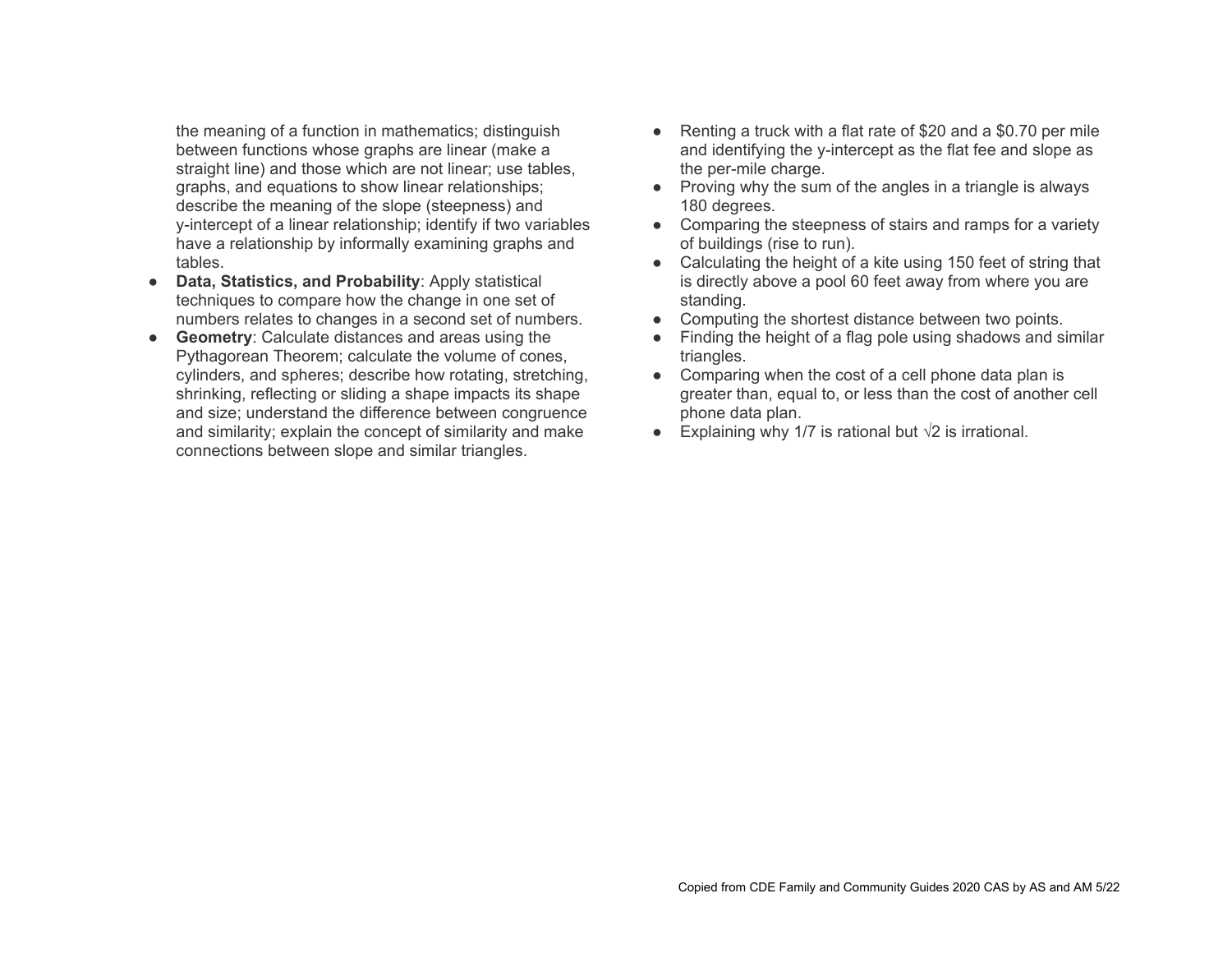the meaning of a function in mathematics; distinguish between functions whose graphs are linear (make a straight line) and those which are not linear; use tables, graphs, and equations to show linear relationships; describe the meaning of the slope (steepness) and y-intercept of a linear relationship; identify if two variables have a relationship by informally examining graphs and tables.

- **Data, Statistics, and Probability**: Apply statistical techniques to compare how the change in one set of numbers relates to changes in a second set of numbers.
- **Geometry**: Calculate distances and areas using the Pythagorean Theorem; calculate the volume of cones, cylinders, and spheres; describe how rotating, stretching, shrinking, reflecting or sliding a shape impacts its shape and size; understand the difference between congruence and similarity; explain the concept of similarity and make connections between slope and similar triangles.

- Renting a truck with a flat rate of $20 and a $0.70 per mile and identifying the y-intercept as the flat fee and slope as the per-mile charge.
- Proving why the sum of the angles in a triangle is always 180 degrees.
- Comparing the steepness of stairs and ramps for a variety of buildings (rise to run).
- Calculating the height of a kite using 150 feet of string that is directly above a pool 60 feet away from where you are standing.
- Computing the shortest distance between two points.
- Finding the height of a flag pole using shadows and similar triangles.
- Comparing when the cost of a cell phone data plan is greater than, equal to, or less than the cost of another cell phone data plan.
- Explaining why 1/7 is rational but $\sqrt{2}$ is irrational.

Copied from CDE Family and Community Guides 2020 CAS by AS and AM 5/22